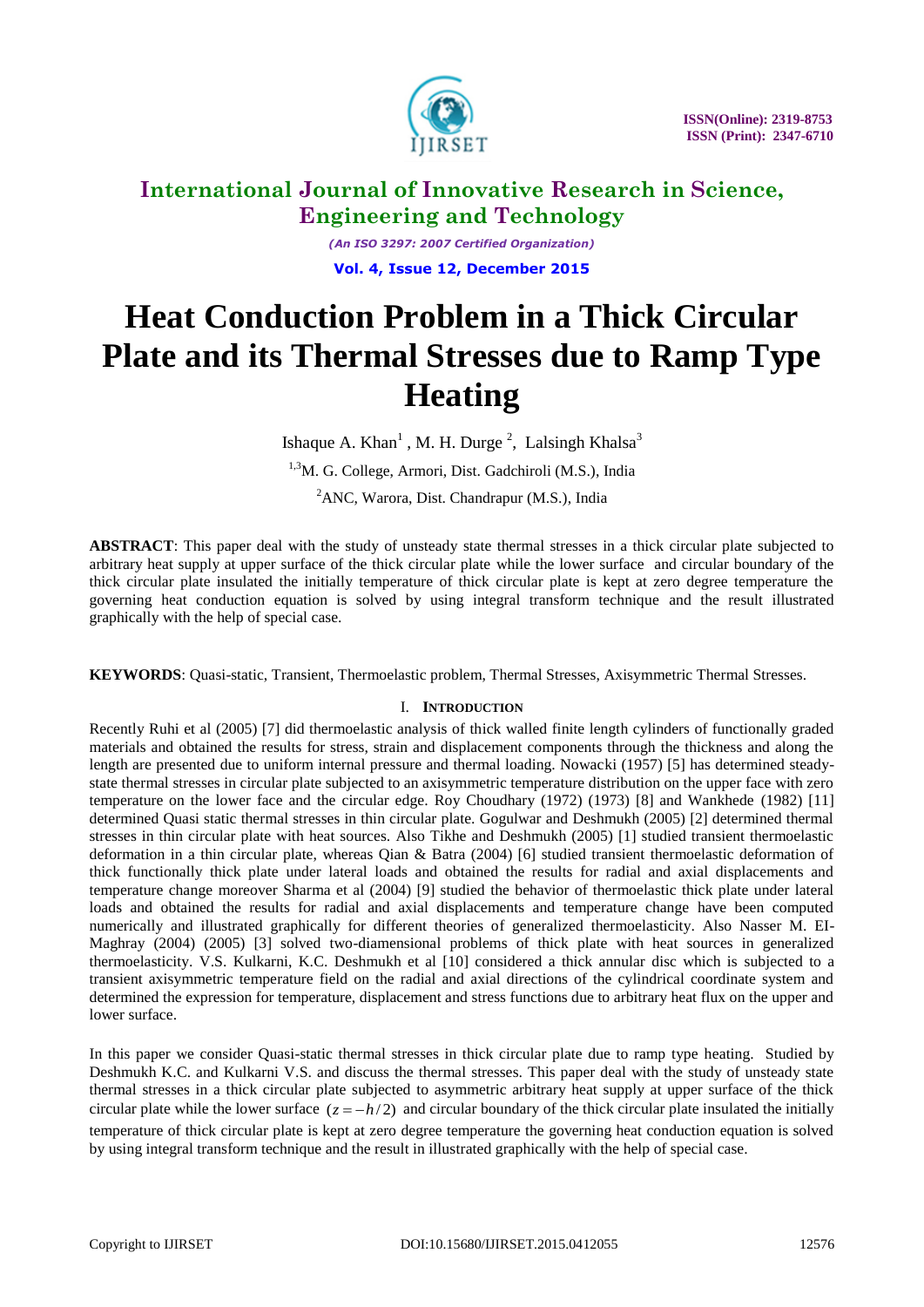# International Journal of Innovative Research in Science, Engineering and Technology

*(An ISO 3297: 2007 Certified Organization)*

**Vol. 4, Issue 12, December 2015**

# Heat Conduction Problem in a Thick Circular Plate and its Thermal Stresses due to Ramp Type Heating

Ishaque A. Khan[1] , M. H. Durge [2], Lalsingh Khalsa[3]

[1,3]M. G. College, Armori, Dist. Gadchiroli (M.S.), India

[2]ANC, Warora, Dist. Chandrapur (M.S.), India

**ABSTRACT**: This paper deal with the study of unsteady state thermal stresses in a thick circular plate subjected to arbitrary heat supply at upper surface of the thick circular plate while the lower surface and circular boundary of the thick circular plate insulated the initially temperature of thick circular plate is kept at zero degree temperature the governing heat conduction equation is solved by using integral transform technique and the result illustrated graphically with the help of special case.

**KEYWORDS**: Quasi-static, Transient, Thermoelastic problem, Thermal Stresses, Axisymmetric Thermal Stresses.

## I. INTRODUCTION

Recently Ruhi et al (2005) [7] did thermoelastic analysis of thick walled finite length cylinders of functionally graded materials and obtained the results for stress, strain and displacement components through the thickness and along the length are presented due to uniform internal pressure and thermal loading. Nowacki (1957) [5] has determined steady-state thermal stresses in circular plate subjected to an axisymmetric temperature distribution on the upper face with zero temperature on the lower face and the circular edge. Roy Choudhary (1972) (1973) [8] and Wankhede (1982) [11] determined Quasi static thermal stresses in thin circular plate. Gogulwar and Deshmukh (2005) [2] determined thermal stresses in thin circular plate with heat sources. Also Tikhe and Deshmukh (2005) [1] studied transient thermoelastic deformation in a thin circular plate, whereas Qian & Batra (2004) [6] studied transient thermoelastic deformation of thick functionally thick plate under lateral loads and obtained the results for radial and axial displacements and temperature change moreover Sharma et al (2004) [9] studied the behavior of thermoelastic thick plate under lateral loads and obtained the results for radial and axial displacements and temperature change have been computed numerically and illustrated graphically for different theories of generalized thermoelasticity. Also Nasser M. EI-Maghray (2004) (2005) [3] solved two-diamensional problems of thick plate with heat sources in generalized thermoelasticity. V.S. Kulkarni, K.C. Deshmukh et al [10] considered a thick annular disc which is subjected to a transient axisymmetric temperature field on the radial and axial directions of the cylindrical coordinate system and determined the expression for temperature, displacement and stress functions due to arbitrary heat flux on the upper and lower surface.

In this paper we consider Quasi-static thermal stresses in thick circular plate due to ramp type heating. Studied by Deshmukh K.C. and Kulkarni V.S. and discuss the thermal stresses. This paper deal with the study of unsteady state thermal stresses in a thick circular plate subjected to asymmetric arbitrary heat supply at upper surface of the thick circular plate while the lower surface $(z = -h/2)$ and circular boundary of the thick circular plate insulated the initially temperature of thick circular plate is kept at zero degree temperature the governing heat conduction equation is solved by using integral transform technique and the result in illustrated graphically with the help of special case.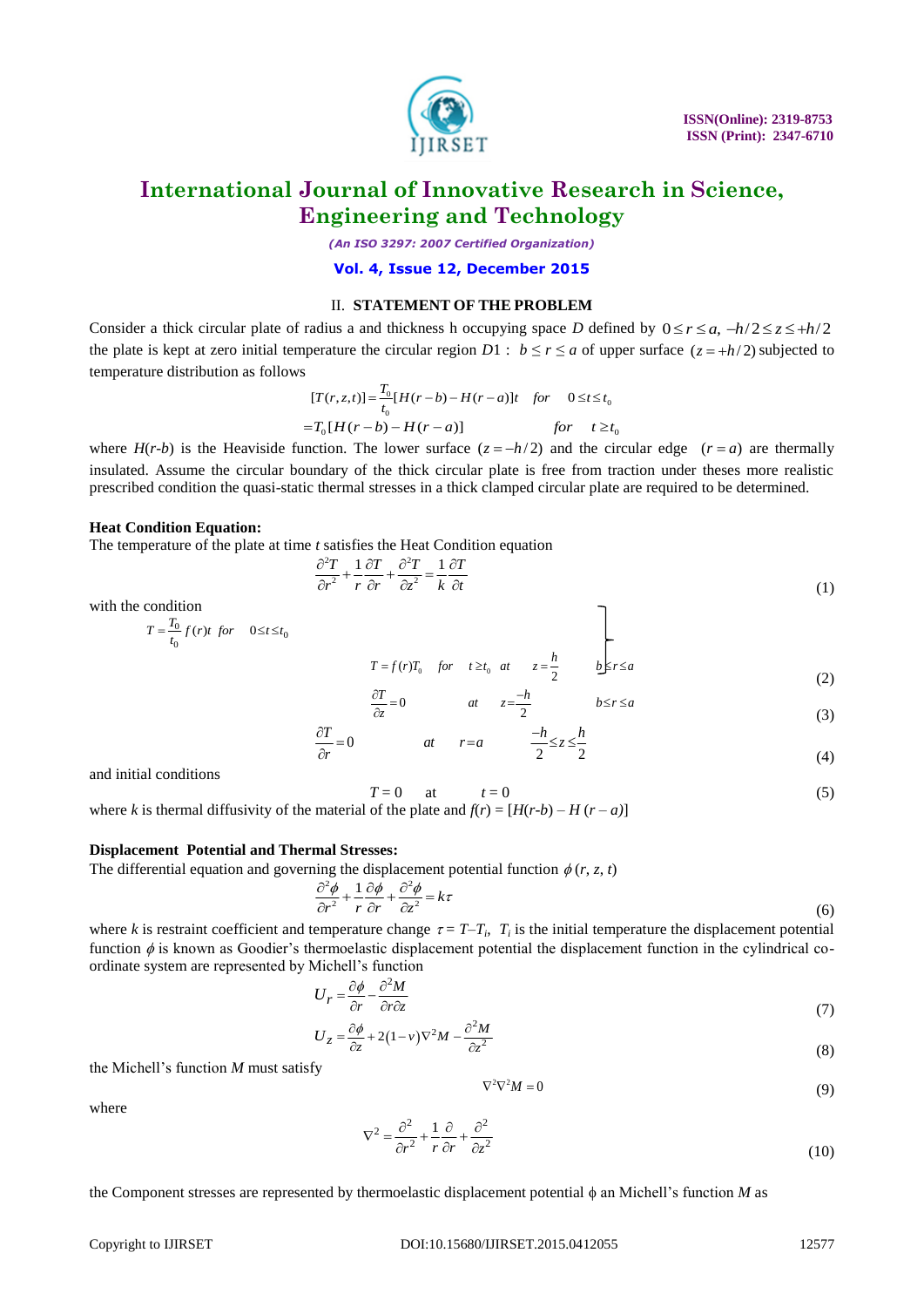## II. STATEMENT OF THE PROBLEM

Consider a thick circular plate of radius a and thickness h occupying space $D$ defined by $0 \le r \le a, \; -h/2 \le z \le +h/2$ the plate is kept at zero initial temperature the circular region $D1$ : $b \le r \le a$ of upper surface $(z = +h/2)$ subjected to temperature distribution as follows

$$[T(r,z,t)] = \frac{T_0}{t_0}[H(r-b) - H(r-a)]t \quad for \quad 0 \le t \le t_0$$

$$= T_0[H(r-b) - H(r-a)] \qquad for \quad t \ge t_0$$

where $H(r\text{-}b)$ is the Heaviside function. The lower surface $(z = -h/2)$ and the circular edge $(r = a)$ are thermally insulated. Assume the circular boundary of the thick circular plate is free from traction under theses more realistic prescribed condition the quasi-static thermal stresses in a thick clamped circular plate are required to be determined.

**Heat Condition Equation:**

The temperature of the plate at time $t$ satisfies the Heat Condition equation

$$\frac{\partial^2 T}{\partial r^2} + \frac{1}{r}\frac{\partial T}{\partial r} + \frac{\partial^2 T}{\partial z^2} = \frac{1}{k}\frac{\partial T}{\partial t} \tag{1}$$

with the condition

$$\left.\begin{aligned} T &= \frac{T_0}{t_0} f(r)t \quad for \quad 0 \le t \le t_0 \\ T &= f(r)T_0 \quad for \quad t \ge t_0 \quad at \quad z = \frac{h}{2} \qquad b \le r \le a \end{aligned}\right\} \tag{2}$$

$$\frac{\partial T}{\partial z} = 0 \qquad at \quad z = \frac{-h}{2} \qquad b \le r \le a \tag{3}$$

$$\frac{\partial T}{\partial r} = 0 \qquad at \quad r = a \qquad \frac{-h}{2} \le z \le \frac{h}{2} \tag{4}$$

and initial conditions

$$T = 0 \quad \text{at} \quad t = 0 \tag{5}$$

where $k$ is thermal diffusivity of the material of the plate and $f(r) = [H(r\text{-}b) - H(r - a)]$

**Displacement Potential and Thermal Stresses:**

The differential equation and governing the displacement potential function $\phi(r, z, t)$

$$\frac{\partial^2 \phi}{\partial r^2} + \frac{1}{r}\frac{\partial \phi}{\partial r} + \frac{\partial^2 \phi}{\partial z^2} = k\tau \tag{6}$$

where $k$ is restraint coefficient and temperature change $\tau = T\text{–}T_i$, $T_i$ is the initial temperature the displacement potential function $\phi$ is known as Goodier's thermoelastic displacement potential the displacement function in the cylindrical co-ordinate system are represented by Michell's function

$$U_r = \frac{\partial \phi}{\partial r} - \frac{\partial^2 M}{\partial r \partial z} \tag{7}$$

$$U_z = \frac{\partial \phi}{\partial z} + 2(1-v)\nabla^2 M - \frac{\partial^2 M}{\partial z^2} \tag{8}$$

the Michell's function $M$ must satisfy

$$\nabla^2 \nabla^2 M = 0 \tag{9}$$

where

$$\nabla^2 = \frac{\partial^2}{\partial r^2} + \frac{1}{r}\frac{\partial}{\partial r} + \frac{\partial^2}{\partial z^2} \tag{10}$$

the Component stresses are represented by thermoelastic displacement potential $\phi$ an Michell's function $M$ as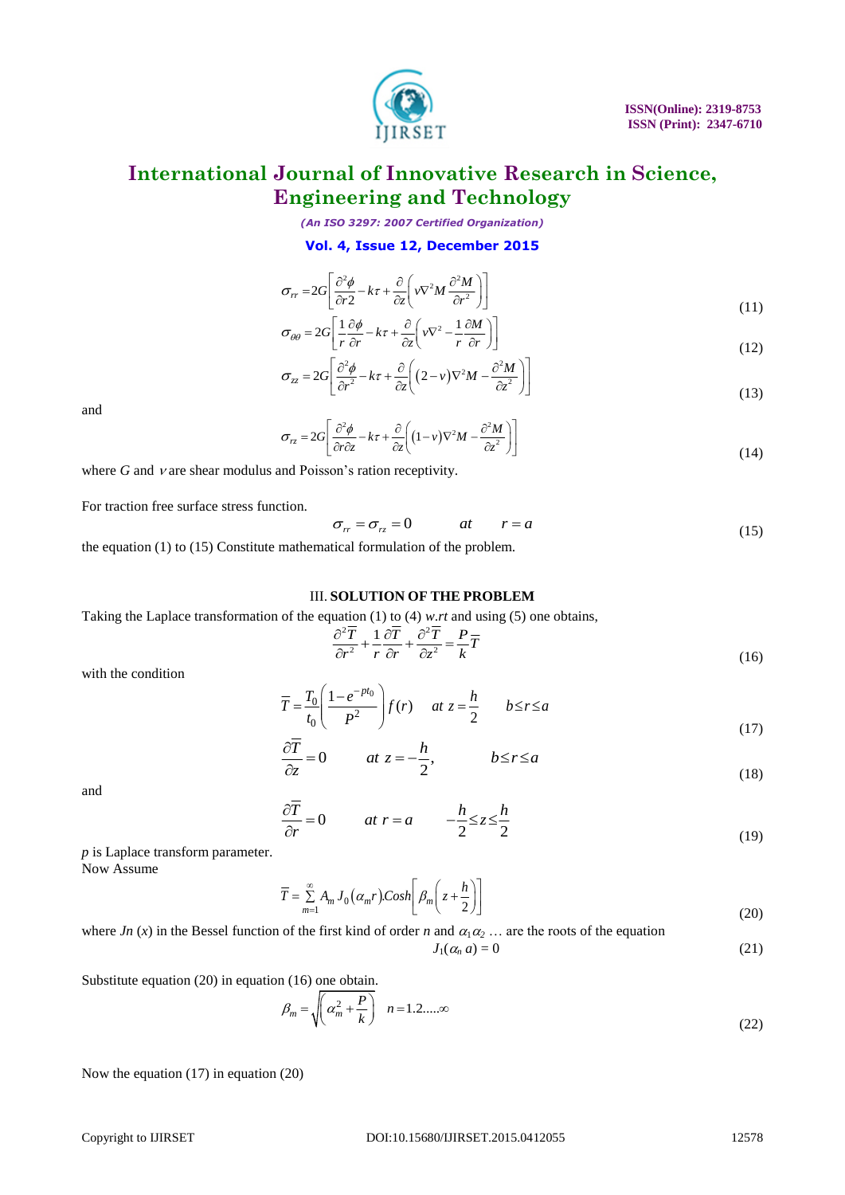$$\sigma_{rr} = 2G\left[\frac{\partial^2 \phi}{\partial r2} - k\tau + \frac{\partial}{\partial z}\left(v\nabla^2 M \frac{\partial^2 M}{\partial r^2}\right)\right] \tag{11}$$

$$\sigma_{\theta\theta} = 2G\left[\frac{1}{r}\frac{\partial \phi}{\partial r} - k\tau + \frac{\partial}{\partial z}\left(v\nabla^2 - \frac{1}{r}\frac{\partial M}{\partial r}\right)\right] \tag{12}$$

$$\sigma_{zz} = 2G\left[\frac{\partial^2 \phi}{\partial r^2} - k\tau + \frac{\partial}{\partial z}\left((2-v)\nabla^2 M - \frac{\partial^2 M}{\partial z^2}\right)\right] \tag{13}$$

and

$$\sigma_{rz} = 2G\left[\frac{\partial^2 \phi}{\partial r \partial z} - k\tau + \frac{\partial}{\partial z}\left((1-v)\nabla^2 M - \frac{\partial^2 M}{\partial z^2}\right)\right] \tag{14}$$

where $G$ and $v$ are shear modulus and Poisson's ration receptivity.

For traction free surface stress function.

$$\sigma_{rr} = \sigma_{rz} = 0 \qquad at \qquad r = a \tag{15}$$

the equation (1) to (15) Constitute mathematical formulation of the problem.

## III. SOLUTION OF THE PROBLEM

Taking the Laplace transformation of the equation (1) to (4) *w.rt* and using (5) one obtains,

$$\frac{\partial^2 \overline{T}}{\partial r^2} + \frac{1}{r}\frac{\partial \overline{T}}{\partial r} + \frac{\partial^2 \overline{T}}{\partial z^2} = \frac{P}{k}\overline{T} \tag{16}$$

with the condition

$$\overline{T} = \frac{T_0}{t_0}\left(\frac{1-e^{-pt_0}}{P^2}\right) f(r) \quad at\ z = \frac{h}{2} \qquad b \le r \le a \tag{17}$$

$$\frac{\partial \overline{T}}{\partial z} = 0 \qquad at\ z = -\frac{h}{2}, \qquad b \le r \le a \tag{18}$$

and

$$\frac{\partial \overline{T}}{\partial r} = 0 \qquad at\ r = a \qquad -\frac{h}{2} \le z \le \frac{h}{2} \tag{19}$$

$p$ is Laplace transform parameter.
Now Assume

$$\overline{T} = \sum_{m=1}^{\infty} A_m J_0(\alpha_m r).Cosh\left[\beta_m\left(z + \frac{h}{2}\right)\right] \tag{20}$$

where $Jn(x)$ in the Bessel function of the first kind of order $n$ and $\alpha_1 \alpha_2 \ldots$ are the roots of the equation

$$J_1(\alpha_n a) = 0 \tag{21}$$

Substitute equation (20) in equation (16) one obtain.

$$\beta_m = \sqrt{\left(\alpha_m^2 + \frac{P}{k}\right)} \quad n = 1.2.....\infty \tag{22}$$

Now the equation (17) in equation (20)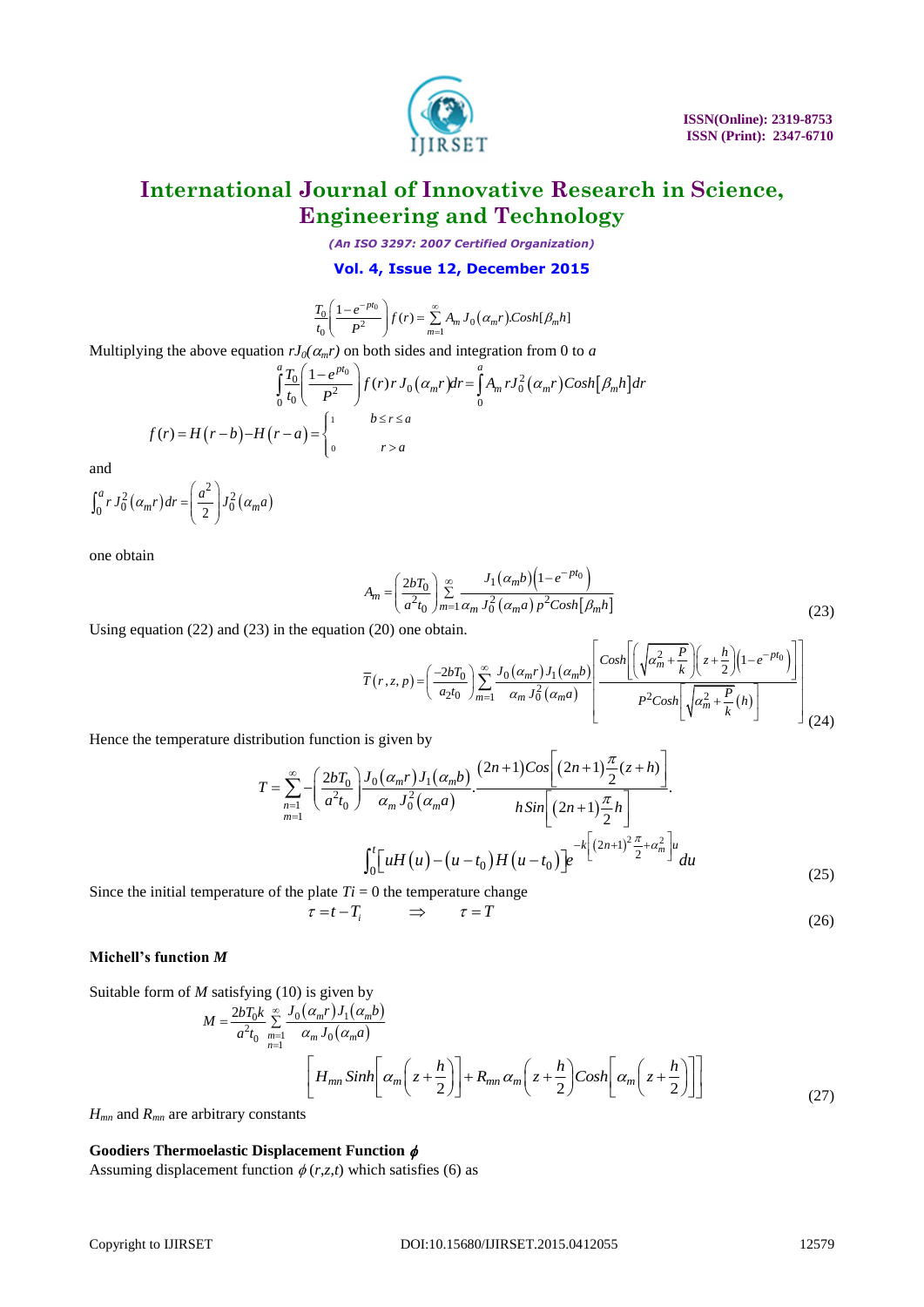$$\frac{T_0}{t_0}\left(\frac{1-e^{-pt_0}}{P^2}\right)f(r)=\sum_{m=1}^{\infty}A_m\,J_0(\alpha_m r).Cosh[\beta_m h]$$

Multiplying the above equation $rJ_0(\alpha_m r)$ on both sides and integration from 0 to $a$

$$\int_0^a \frac{T_0}{t_0}\left(\frac{1-e^{pt_0}}{P^2}\right)f(r)r\,J_0(\alpha_m r)dr=\int_0^a A_m\,rJ_0^2(\alpha_m r)Cosh[\beta_m h]dr$$

$$f(r)=H(r-b)-H(r-a)=\begin{cases}1 & b\le r\le a\\ 0 & r>a\end{cases}$$

and

$$\int_0^a r\,J_0^2(\alpha_m r)\,dr=\left(\frac{a^2}{2}\right)J_0^2(\alpha_m a)$$

one obtain

$$A_m=\left(\frac{2bT_0}{a^2t_0}\right)\sum_{m=1}^{\infty}\frac{J_1(\alpha_m b)\left(1-e^{-pt_0}\right)}{\alpha_m\,J_0^2(\alpha_m a)\,p^2Cosh[\beta_m h]} \tag{23}$$

Using equation (22) and (23) in the equation (20) one obtain.

$$\overline{T}(r,z,p)=\left(\frac{-2bT_0}{a_2t_0}\right)\sum_{m=1}^{\infty}\frac{J_0(\alpha_m r)J_1(\alpha_m b)}{\alpha_m\,J_0^2(\alpha_m a)}\left[\frac{Cosh\left[\left(\sqrt{\alpha_m^2+\frac{P}{k}}\right)\left(z+\frac{h}{2}\right)\left(1-e^{-pt_0}\right)\right]}{P^2Cosh\left[\sqrt{\alpha_m^2+\frac{P}{k}}(h)\right]}\right] \tag{24}$$

Hence the temperature distribution function is given by

$$T=\sum_{\substack{n=1\\m=1}}^{\infty}-\left(\frac{2bT_0}{a^2t_0}\right)\frac{J_0(\alpha_m r)J_1(\alpha_m b)}{\alpha_m\,J_0^2(\alpha_m a)}.\frac{(2n+1)Cos\left[(2n+1)\frac{\pi}{2}(z+h)\right]}{h\,Sin\left[(2n+1)\frac{\pi}{2}h\right]}.$$
$$\int_0^t\left[uH(u)-(u-t_0)H(u-t_0)\right]e^{-k\left[(2n+1)^2\frac{\pi}{2}+\alpha_m^2\right]u}du \tag{25}$$

Since the initial temperature of the plate $Ti = 0$ the temperature change

$$\tau=t-T_i \qquad \Rightarrow \qquad \tau=T \tag{26}$$

**Michell's function $M$**

Suitable form of $M$ satisfying (10) is given by

$$M=\frac{2bT_0k}{a^2t_0}\sum_{\substack{m=1\\n=1}}^{\infty}\frac{J_0(\alpha_m r)J_1(\alpha_m b)}{\alpha_m\,J_0(\alpha_m a)}$$
$$\left[H_{mn}\,Sinh\left[\alpha_m\left(z+\frac{h}{2}\right)\right]+R_{mn}\,\alpha_m\left(z+\frac{h}{2}\right)Cosh\left[\alpha_m\left(z+\frac{h}{2}\right)\right]\right] \tag{27}$$

$H_{mn}$ and $R_{mn}$ are arbitrary constants

**Goodiers Thermoelastic Displacement Function $\phi$**

Assuming displacement function $\phi(r,z,t)$ which satisfies (6) as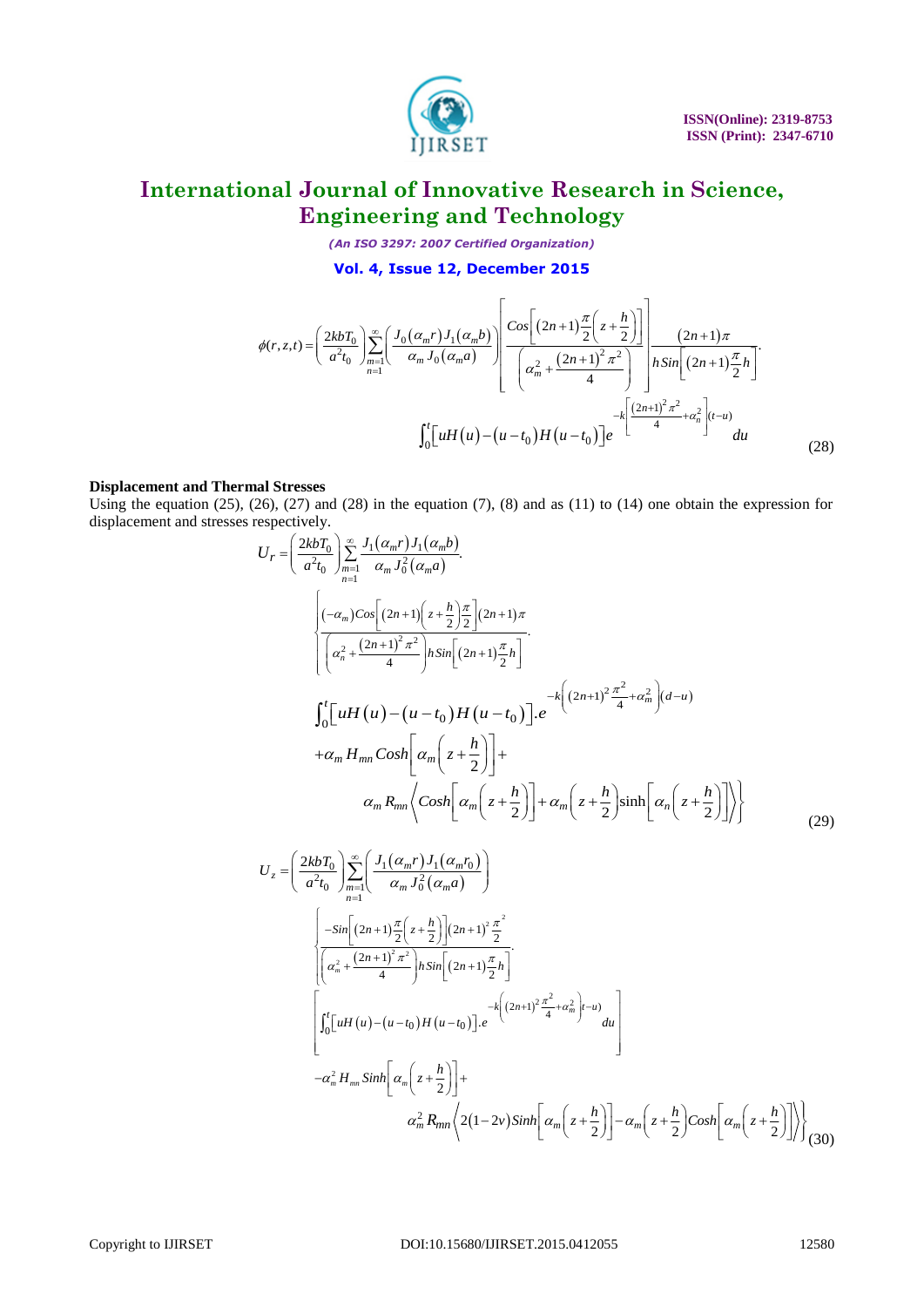$$\phi(r,z,t) = \left(\frac{2kbT_0}{a^2 t_0}\right) \sum_{\substack{m=1\\n=1}}^{\infty} \left(\frac{J_0(\alpha_m r) J_1(\alpha_m b)}{\alpha_m J_0(\alpha_m a)}\right) \left[\frac{Cos\left[(2n+1)\frac{\pi}{2}\left(z+\frac{h}{2}\right)\right]}{\left(\alpha_m^2 + \frac{(2n+1)^2 \pi^2}{4}\right)}\right] \frac{(2n+1)\pi}{h Sin\left[(2n+1)\frac{\pi}{2}h\right]} .$$

$$\int_0^t \left[uH(u) - (u-t_0)H(u-t_0)\right] e^{-k\left[\frac{(2n+1)^2\pi^2}{4} + \alpha_n^2\right](t-u)} du \tag{28}$$

**Displacement and Thermal Stresses**

Using the equation (25), (26), (27) and (28) in the equation (7), (8) and as (11) to (14) one obtain the expression for displacement and stresses respectively.

$$U_r = \left(\frac{2kbT_0}{a^2 t_0}\right) \sum_{\substack{m=1\\n=1}}^{\infty} \frac{J_1(\alpha_m r) J_1(\alpha_m b)}{\alpha_m J_0^2(\alpha_m a)} .$$

$$\left\{ \frac{(-\alpha_m) Cos\left[(2n+1)\left(z+\frac{h}{2}\right)\frac{\pi}{2}\right](2n+1)\pi}{\left(\alpha_n^2 + \frac{(2n+1)^2\pi^2}{4}\right) h Sin\left[(2n+1)\frac{\pi}{2}h\right]} . \right.$$

$$\int_0^t \left[uH(u) - (u-t_0)H(u-t_0)\right] . e^{-k\left((2n+1)^2\frac{\pi^2}{4} + \alpha_m^2\right)(d-u)}$$

$$+\alpha_m H_{mn} Cosh\left[\alpha_m\left(z+\frac{h}{2}\right)\right] +$$

$$\left. \alpha_m R_{mn} \left\langle Cosh\left[\alpha_m\left(z+\frac{h}{2}\right)\right] + \alpha_m\left(z+\frac{h}{2}\right)\sinh\left[\alpha_n\left(z+\frac{h}{2}\right)\right]\right\rangle \right\} \tag{29}$$

$$U_z = \left(\frac{2kbT_0}{a^2 t_0}\right) \sum_{\substack{m=1\\n=1}}^{\infty} \left(\frac{J_1(\alpha_m r) J_1(\alpha_m r_0)}{\alpha_m J_0^2(\alpha_m a)}\right)$$

$$\left\{ \frac{-Sin\left[(2n+1)\frac{\pi}{2}\left(z+\frac{h}{2}\right)\right](2n+1)^2\frac{\pi^2}{2}}{\left(\alpha_m^2 + \frac{(2n+1)^2\pi^2}{4}\right) h Sin\left[(2n+1)\frac{\pi}{2}h\right]} . \right.$$

$$\left[\int_0^t \left[uH(u) - (u-t_0)H(u-t_0)\right] . e^{-k\left((2n+1)^2\frac{\pi^2}{4} + \alpha_m^2\right)(t-u)} du\right]$$

$$-\alpha_m^2 H_{mn} Sinh\left[\alpha_m\left(z+\frac{h}{2}\right)\right] +$$

$$\left. \alpha_m^2 R_{mn} \left\langle 2(1-2v) Sinh\left[\alpha_m\left(z+\frac{h}{2}\right)\right] - \alpha_m\left(z+\frac{h}{2}\right) Cosh\left[\alpha_m\left(z+\frac{h}{2}\right)\right]\right\rangle \right\} \tag{30}$$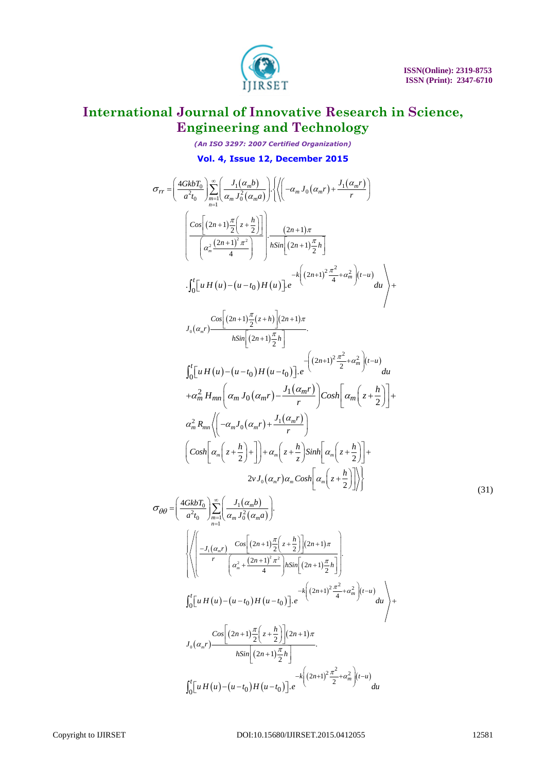$$\sigma_{rr} = \left(\frac{4GkbT_0}{a^2 t_0}\right)\sum_{\substack{m=1\\n=1}}^{\infty}\left(\frac{J_1(\alpha_m b)}{\alpha_m J_0^2(\alpha_m a)}\right).\left\{\left\langle\left(-\alpha_m J_0(\alpha_m r)+\frac{J_1(\alpha_m r)}{r}\right)\right.\right.$$

$$\left(\frac{Cos\left[(2n+1)\frac{\pi}{2}\left(z+\frac{h}{2}\right)\right]}{\left(\alpha_m^2\frac{(2n+1)^2\pi^2}{4}\right)}\right).\frac{(2n+1)\pi}{hSin\left[(2n+1)\frac{\pi}{2}h\right]}$$

$$\left. .\int_0^t\left[u\,H(u)-(u-t_0)H(u)\right].e^{-k\left((2n+1)^2\frac{\pi^2}{4}+\alpha_m^2\right)(t-u)}du\right\rangle +$$

$$J_0(\alpha_m r)\frac{Cos\left[(2n+1)\frac{\pi}{2}(z+h)\right](2n+1)\pi}{hSin\left[(2n+1)\frac{\pi}{2}h\right]}.$$

$$\int_0^t\left[u\,H(u)-(u-t_0)H(u-t_0)\right].e^{-\left((2n+1)^2\frac{\pi^2}{2}+\alpha_m^2\right)(t-u)}du$$

$$+\alpha_m^2 H_{mn}\left(\alpha_m J_0(\alpha_m r)-\frac{J_1(\alpha_m r)}{r}\right)Cosh\left[\alpha_m\left(z+\frac{h}{2}\right)\right]+$$

$$\alpha_m^2 R_{mn}\left\langle\left(-\alpha_m J_0(\alpha_m r)+\frac{J_1(\alpha_m r)}{r}\right)\right.$$

$$\left(Cosh\left[\alpha_m\left(z+\frac{h}{2}\right)+\right]\right)+\alpha_m\left(z+\frac{h}{z}\right)Sinh\left[\alpha_m\left(z+\frac{h}{2}\right)\right]+$$

$$\left.\left. 2v\,J_0(\alpha_m r)\alpha_m Cosh\left[\alpha_m\left(z+\frac{h}{2}\right)\right]\right\rangle\right\} \tag{31}$$

$$\sigma_{\theta\theta} = \left(\frac{4GkbT_0}{a^2 t_0}\right)\sum_{\substack{m=1\\n=1}}^{\infty}\left(\frac{J_1(\alpha_m b)}{\alpha_m J_0^2(\alpha_m a)}\right).$$

$$\left\{\left\langle\left(\frac{-J_1(\alpha_m r)}{r}\frac{Cos\left[(2n+1)\frac{\pi}{2}\left(z+\frac{h}{2}\right)\right](2n+1)\pi}{\left(\alpha_m^2+\frac{(2n+1)^2\pi^2}{4}\right)hSin\left[(2n+1)\frac{\pi}{2}h\right]}\right).\right.\right.$$

$$\left.\int_0^t\left[u\,H(u)-(u-t_0)H(u-t_0)\right].e^{-k\left((2n+1)^2\frac{\pi^2}{4}+\alpha_m^2\right)(t-u)}du\right\rangle +$$

$$J_0(\alpha_m r)\frac{Cos\left[(2n+1)\frac{\pi}{2}\left(z+\frac{h}{2}\right)\right](2n+1)\pi}{hSin\left[(2n+1)\frac{\pi}{2}h\right]}.$$

$$\int_0^t\left[u\,H(u)-(u-t_0)H(u-t_0)\right].e^{-k\left((2n+1)^2\frac{\pi^2}{2}+\alpha_m^2\right)(t-u)}du$$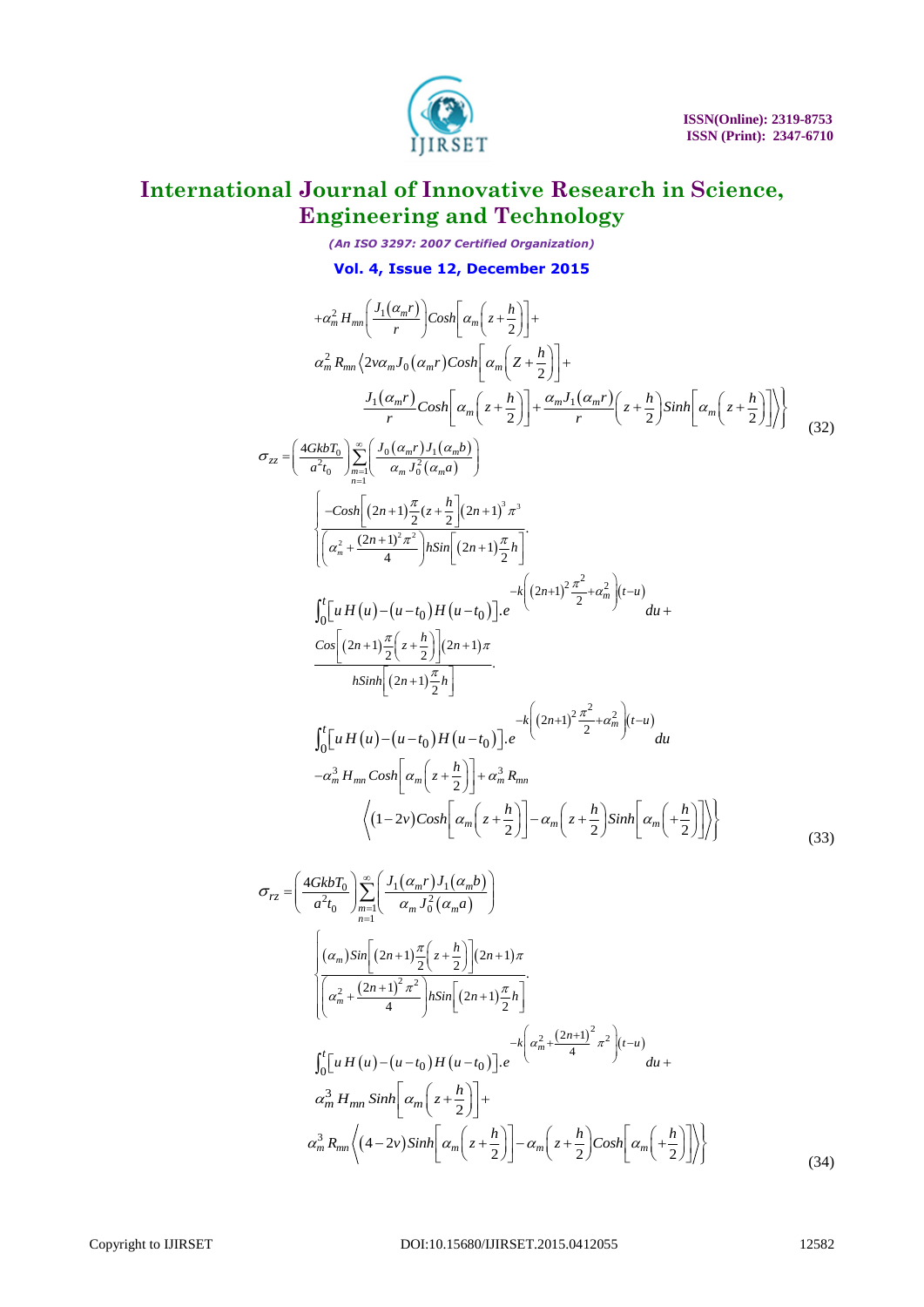$$
+\alpha_m^2 H_{mn}\left(\frac{J_1(\alpha_m r)}{r}\right)Cosh\left[\alpha_m\left(z+\frac{h}{2}\right)\right]+
$$

$$
\alpha_m^2 R_{mn}\left\langle 2v\alpha_m J_0(\alpha_m r)Cosh\left[\alpha_m\left(Z+\frac{h}{2}\right)\right]+\right.
$$

$$
\left.\left.\frac{J_1(\alpha_m r)}{r}Cosh\left[\alpha_m\left(z+\frac{h}{2}\right)\right]+\frac{\alpha_m J_1(\alpha_m r)}{r}\left(z+\frac{h}{2}\right)Sinh\left[\alpha_m\left(z+\frac{h}{2}\right)\right]\right\rangle\right\} \tag{32}
$$

$$
\sigma_{zz}=\left(\frac{4GkbT_0}{a^2 t_0}\right)\sum_{\substack{m=1\\n=1}}^{\infty}\left(\frac{J_0(\alpha_m r)J_1(\alpha_m b)}{\alpha_m J_0^2(\alpha_m a)}\right)
$$

$$
\left\{\frac{-Cosh\left[(2n+1)\frac{\pi}{2}(z+\frac{h}{2}\right](2n+1)^3\pi^3}{\left(\alpha_m^2+\frac{(2n+1)^2\pi^2}{4}\right)hSin\left[(2n+1)\frac{\pi}{2}h\right]}\right.\cdot
$$

$$
\int_0^t\left[u\,H(u)-(u-t_0)H(u-t_0)\right].e^{-k\left((2n+1)^2\frac{\pi^2}{2}+\alpha_m^2\right)(t-u)}du+
$$

$$
\frac{Cos\left[(2n+1)\frac{\pi}{2}\left(z+\frac{h}{2}\right)\right](2n+1)\pi}{hSinh\left[(2n+1)\frac{\pi}{2}h\right]}\cdot
$$

$$
\int_0^t\left[u\,H(u)-(u-t_0)H(u-t_0)\right].e^{-k\left((2n+1)^2\frac{\pi^2}{2}+\alpha_m^2\right)(t-u)}du
$$

$$
-\alpha_m^3 H_{mn}\,Cosh\left[\alpha_m\left(z+\frac{h}{2}\right)\right]+\alpha_m^3 R_{mn}
$$

$$
\left.\left\langle(1-2v)Cosh\left[\alpha_m\left(z+\frac{h}{2}\right)\right]-\alpha_m\left(z+\frac{h}{2}\right)Sinh\left[\alpha_m\left(+\frac{h}{2}\right)\right]\right\rangle\right\} \tag{33}
$$

$$
\sigma_{rz}=\left(\frac{4GkbT_0}{a^2 t_0}\right)\sum_{\substack{m=1\\n=1}}^{\infty}\left(\frac{J_1(\alpha_m r)J_1(\alpha_m b)}{\alpha_m J_0^2(\alpha_m a)}\right)
$$

$$
\left\{\frac{(\alpha_m)Sin\left[(2n+1)\frac{\pi}{2}\left(z+\frac{h}{2}\right)\right](2n+1)\pi}{\left(\alpha_m^2+\frac{(2n+1)^2\pi^2}{4}\right)hSin\left[(2n+1)\frac{\pi}{2}h\right]}\right.\cdot
$$

$$
\int_0^t\left[u\,H(u)-(u-t_0)H(u-t_0)\right].e^{-k\left(\alpha_m^2+\frac{(2n+1)^2}{4}\pi^2\right)(t-u)}du+
$$

$$
\alpha_m^3 H_{mn}\,Sinh\left[\alpha_m\left(z+\frac{h}{2}\right)\right]+
$$

$$
\left.\alpha_m^3 R_{mn}\left\langle(4-2v)Sinh\left[\alpha_m\left(z+\frac{h}{2}\right)\right]-\alpha_m\left(z+\frac{h}{2}\right)Cosh\left[\alpha_m\left(+\frac{h}{2}\right)\right]\right\rangle\right\} \tag{34}
$$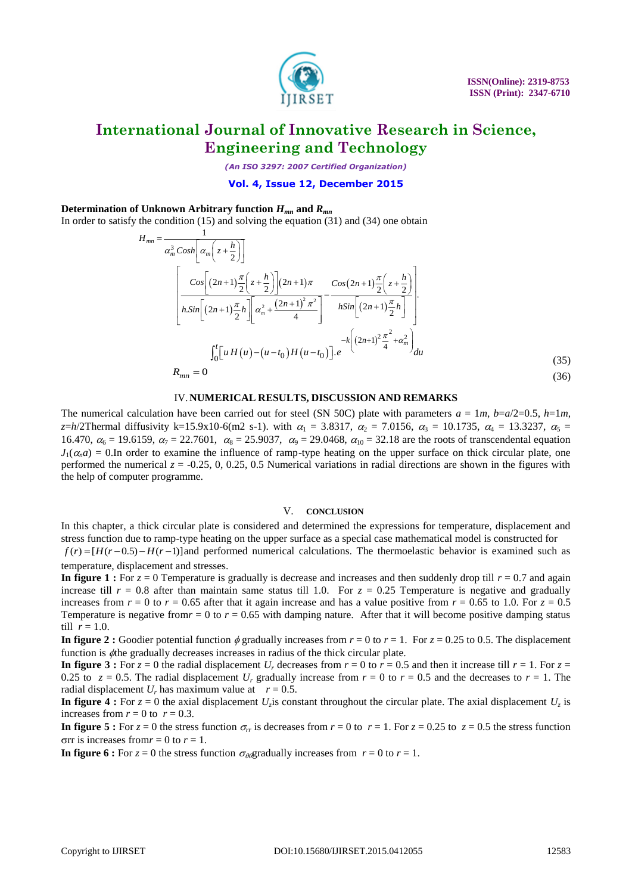**Determination of Unknown Arbitrary function $H_{mn}$ and $R_{mn}$**

In order to satisfy the condition (15) and solving the equation (31) and (34) one obtain

$$H_{mn} = \frac{1}{\alpha_m^3 Cosh\left[\alpha_m\left(z+\frac{h}{2}\right)\right]} \left[\frac{Cos\left[(2n+1)\frac{\pi}{2}\left(z+\frac{h}{2}\right)\right](2n+1)\pi}{h.Sin\left[(2n+1)\frac{\pi}{2}h\right]\left[\alpha_m^2+\frac{(2n+1)^2\pi^2}{4}\right]} - \frac{Cos(2n+1)\frac{\pi}{2}\left(z+\frac{h}{2}\right)}{hSin\left[(2n+1)\frac{\pi}{2}h\right]}\right]. \int_0^t \left[u H(u) - (u-t_0) H(u-t_0)\right].e^{-k\left((2n+1)^2\frac{\pi^2}{4}+\alpha_m^2\right)} du \tag{35}$$

$$R_{mn} = 0 \tag{36}$$

## IV. NUMERICAL RESULTS, DISCUSSION AND REMARKS

The numerical calculation have been carried out for steel (SN 50C) plate with parameters $a$ = 1$m$, $b$=$a$/2=0.5, $h$=1$m$, $z$=$h$/2Thermal diffusivity k=15.9x10-6(m2 s-1). with $\alpha_1$ = 3.8317, $\alpha_2$ = 7.0156, $\alpha_3$ = 10.1735, $\alpha_4$ = 13.3237, $\alpha_5$ = 16.470, $\alpha_6$ = 19.6159, $\alpha_7$ = 22.7601, $\alpha_8$ = 25.9037, $\alpha_9$ = 29.0468, $\alpha_{10}$ = 32.18 are the roots of transcendental equation $J_1(\alpha_n a)$ = 0.In order to examine the influence of ramp-type heating on the upper surface on thick circular plate, one performed the numerical $z$ = -0.25, 0, 0.25, 0.5 Numerical variations in radial directions are shown in the figures with the help of computer programme.

## V. CONCLUSION

In this chapter, a thick circular plate is considered and determined the expressions for temperature, displacement and stress function due to ramp-type heating on the upper surface as a special case mathematical model is constructed for $f(r) = [H(r-0.5) - H(r-1)]$and performed numerical calculations. The thermoelastic behavior is examined such as temperature, displacement and stresses.

**In figure 1 :** For $z$ = 0 Temperature is gradually is decrease and increases and then suddenly drop till $r$ = 0.7 and again increase till $r$ = 0.8 after than maintain same status till 1.0. For $z$ = 0.25 Temperature is negative and gradually increases from $r$ = 0 to $r$ = 0.65 after that it again increase and has a value positive from $r$ = 0.65 to 1.0. For $z$ = 0.5 Temperature is negative from$r$ = 0 to $r$ = 0.65 with damping nature. After that it will become positive damping status till $r$ = 1.0.

**In figure 2 :** Goodier potential function $\phi$ gradually increases from $r$ = 0 to $r$ = 1. For $z$ = 0.25 to 0.5. The displacement function is $\phi$the gradually decreases increases in radius of the thick circular plate.

**In figure 3 :** For $z$ = 0 the radial displacement $U_r$ decreases from $r$ = 0 to $r$ = 0.5 and then it increase till $r$ = 1. For $z$ = 0.25 to $z$ = 0.5. The radial displacement $U_r$ gradually increase from $r$ = 0 to $r$ = 0.5 and the decreases to $r$ = 1. The radial displacement $U_r$ has maximum value at $r$ = 0.5.

**In figure 4 :** For $z$ = 0 the axial displacement $U_z$is constant throughout the circular plate. The axial displacement $U_z$ is increases from $r$ = 0 to $r$ = 0.3.

**In figure 5 :** For $z$ = 0 the stress function $\sigma_{rr}$ is decreases from $r$ = 0 to $r$ = 1. For $z$ = 0.25 to $z$ = 0.5 the stress function $\sigma$rr is increases from$r$ = 0 to $r$ = 1.

**In figure 6 :** For $z$ = 0 the stress function $\sigma_{\theta\theta}$gradually increases from $r$ = 0 to $r$ = 1.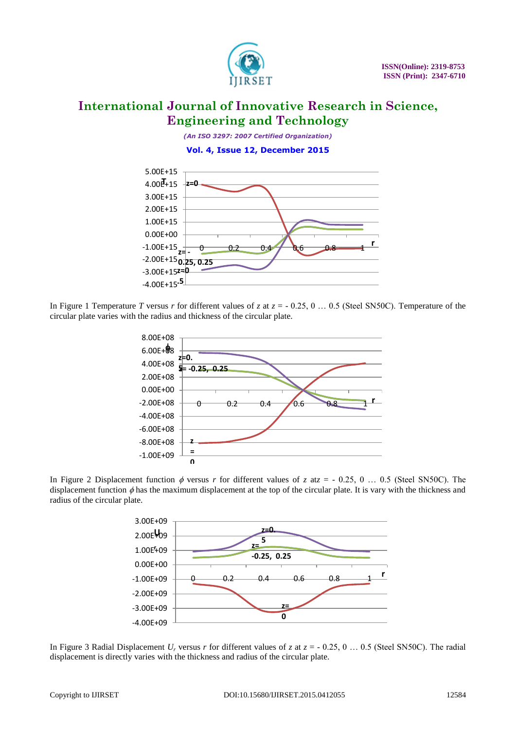In Figure 1 Temperature $T$ versus $r$ for different values of $z$ at $z$ = - 0.25, 0 … 0.5 (Steel SN50C). Temperature of the circular plate varies with the radius and thickness of the circular plate.

In Figure 2 Displacement function $\phi$ versus $r$ for different values of $z$ atz = - 0.25, 0 … 0.5 (Steel SN50C). The displacement function $\phi$ has the maximum displacement at the top of the circular plate. It is vary with the thickness and radius of the circular plate.

In Figure 3 Radial Displacement $U_r$ versus $r$ for different values of $z$ at $z$ = - 0.25, 0 … 0.5 (Steel SN50C). The radial displacement is directly varies with the thickness and radius of the circular plate.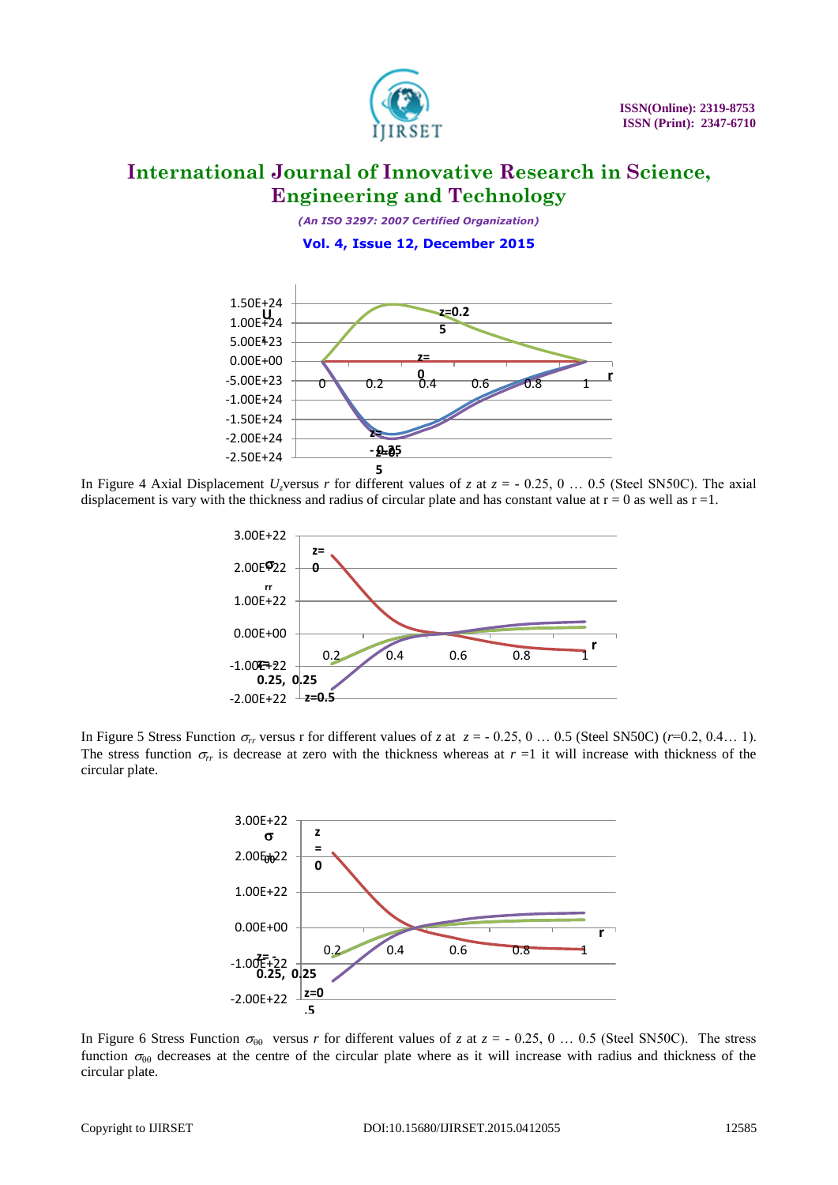In Figure 4 Axial Displacement $U_z$versus $r$ for different values of $z$ at $z$ = - 0.25, 0 … 0.5 (Steel SN50C). The axial displacement is vary with the thickness and radius of circular plate and has constant value at r = 0 as well as r =1.

In Figure 5 Stress Function $\sigma_{rr}$ versus r for different values of $z$ at $z$ = - 0.25, 0 … 0.5 (Steel SN50C) ($r$=0.2, 0.4… 1). The stress function $\sigma_{rr}$ is decrease at zero with the thickness whereas at $r$ =1 it will increase with thickness of the circular plate.

In Figure 6 Stress Function $\sigma_{\theta\theta}$ versus $r$ for different values of $z$ at $z$ = - 0.25, 0 … 0.5 (Steel SN50C). The stress function $\sigma_{\theta\theta}$ decreases at the centre of the circular plate where as it will increase with radius and thickness of the circular plate.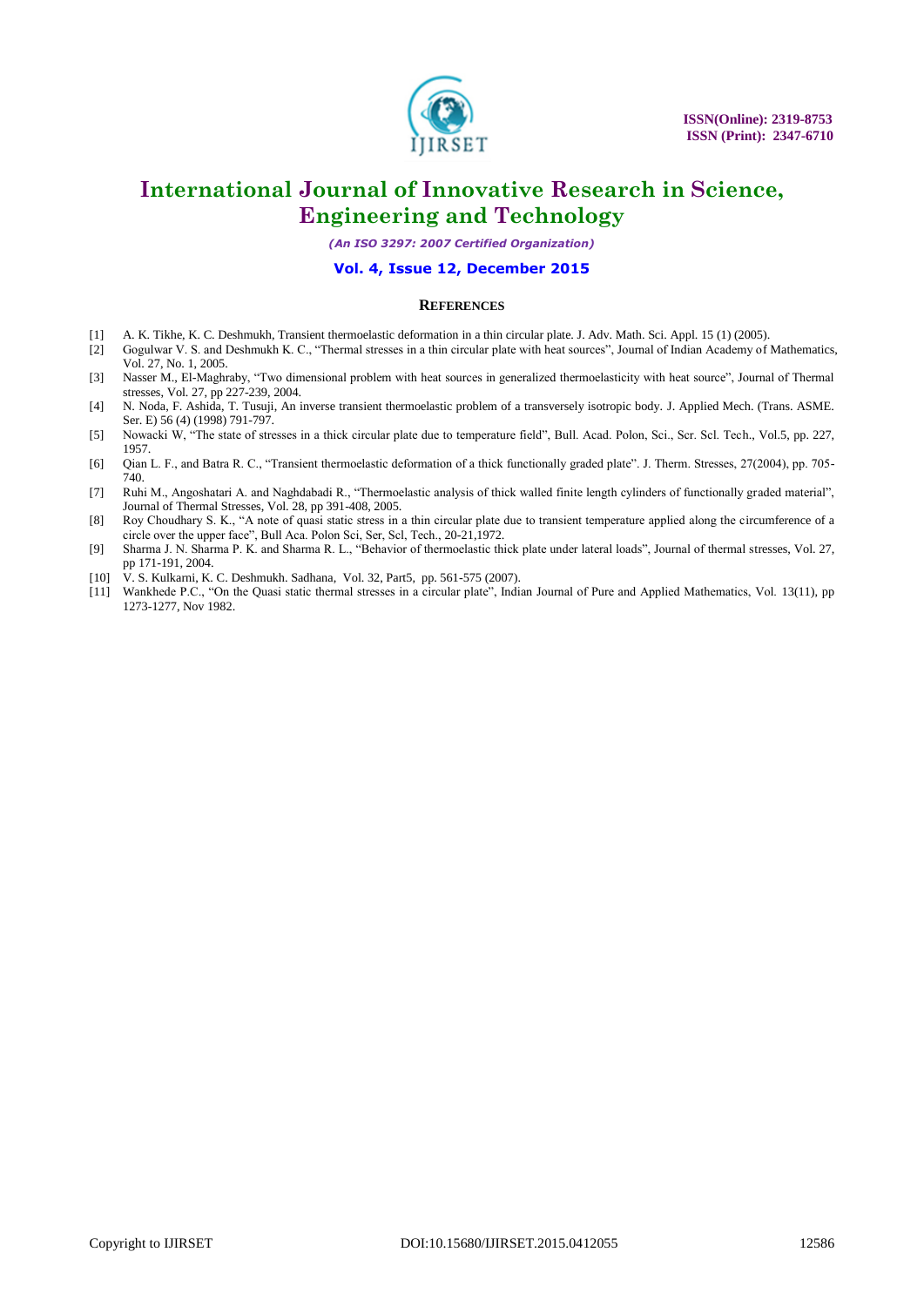## REFERENCES

[1] A. K. Tikhe, K. C. Deshmukh, Transient thermoelastic deformation in a thin circular plate. J. Adv. Math. Sci. Appl. 15 (1) (2005).

[2] Gogulwar V. S. and Deshmukh K. C., "Thermal stresses in a thin circular plate with heat sources", Journal of Indian Academy of Mathematics, Vol. 27, No. 1, 2005.

[3] Nasser M., El-Maghraby, "Two dimensional problem with heat sources in generalized thermoelasticity with heat source", Journal of Thermal stresses, Vol. 27, pp 227-239, 2004.

[4] N. Noda, F. Ashida, T. Tusuji, An inverse transient thermoelastic problem of a transversely isotropic body. J. Applied Mech. (Trans. ASME. Ser. E) 56 (4) (1998) 791-797.

[5] Nowacki W, "The state of stresses in a thick circular plate due to temperature field", Bull. Acad. Polon, Sci., Scr. Scl. Tech., Vol.5, pp. 227, 1957.

[6] Qian L. F., and Batra R. C., "Transient thermoelastic deformation of a thick functionally graded plate". J. Therm. Stresses, 27(2004), pp. 705-740.

[7] Ruhi M., Angoshatari A. and Naghdabadi R., "Thermoelastic analysis of thick walled finite length cylinders of functionally graded material", Journal of Thermal Stresses, Vol. 28, pp 391-408, 2005.

[8] Roy Choudhary S. K., "A note of quasi static stress in a thin circular plate due to transient temperature applied along the circumference of a circle over the upper face", Bull Aca. Polon Sci, Ser, Scl, Tech., 20-21,1972.

[9] Sharma J. N. Sharma P. K. and Sharma R. L., "Behavior of thermoelastic thick plate under lateral loads", Journal of thermal stresses, Vol. 27, pp 171-191, 2004.

[10] V. S. Kulkarni, K. C. Deshmukh. Sadhana, Vol. 32, Part5, pp. 561-575 (2007).

[11] Wankhede P.C., "On the Quasi static thermal stresses in a circular plate", Indian Journal of Pure and Applied Mathematics, Vol. 13(11), pp 1273-1277, Nov 1982.